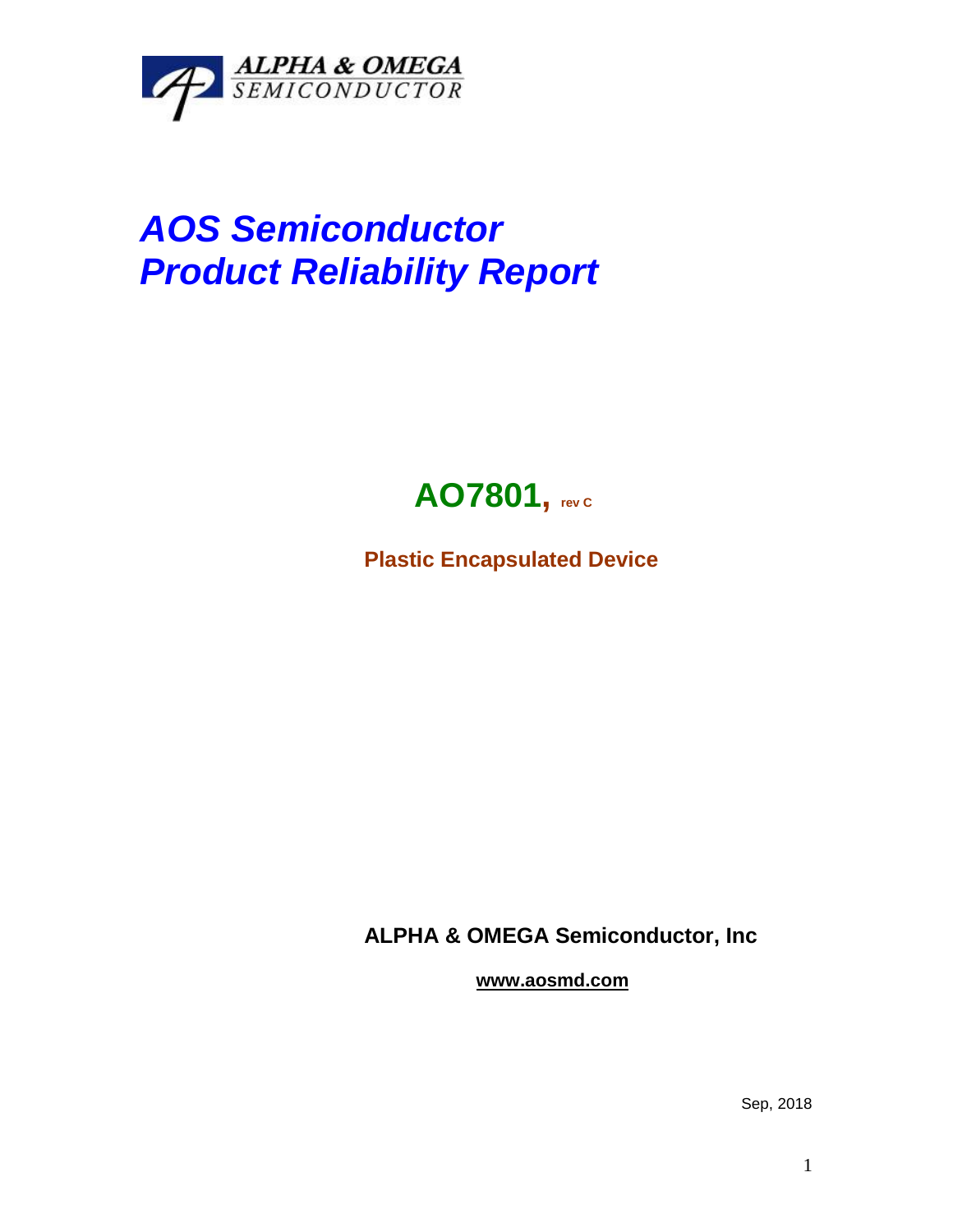ALPHA & OMEGA
SEMICONDUCTOR

# *AOS Semiconductor*
# *Product Reliability Report*

## **AO7801, rev C**

**Plastic Encapsulated Device**

**ALPHA & OMEGA Semiconductor, Inc**

**www.aosmd.com**

Sep, 2018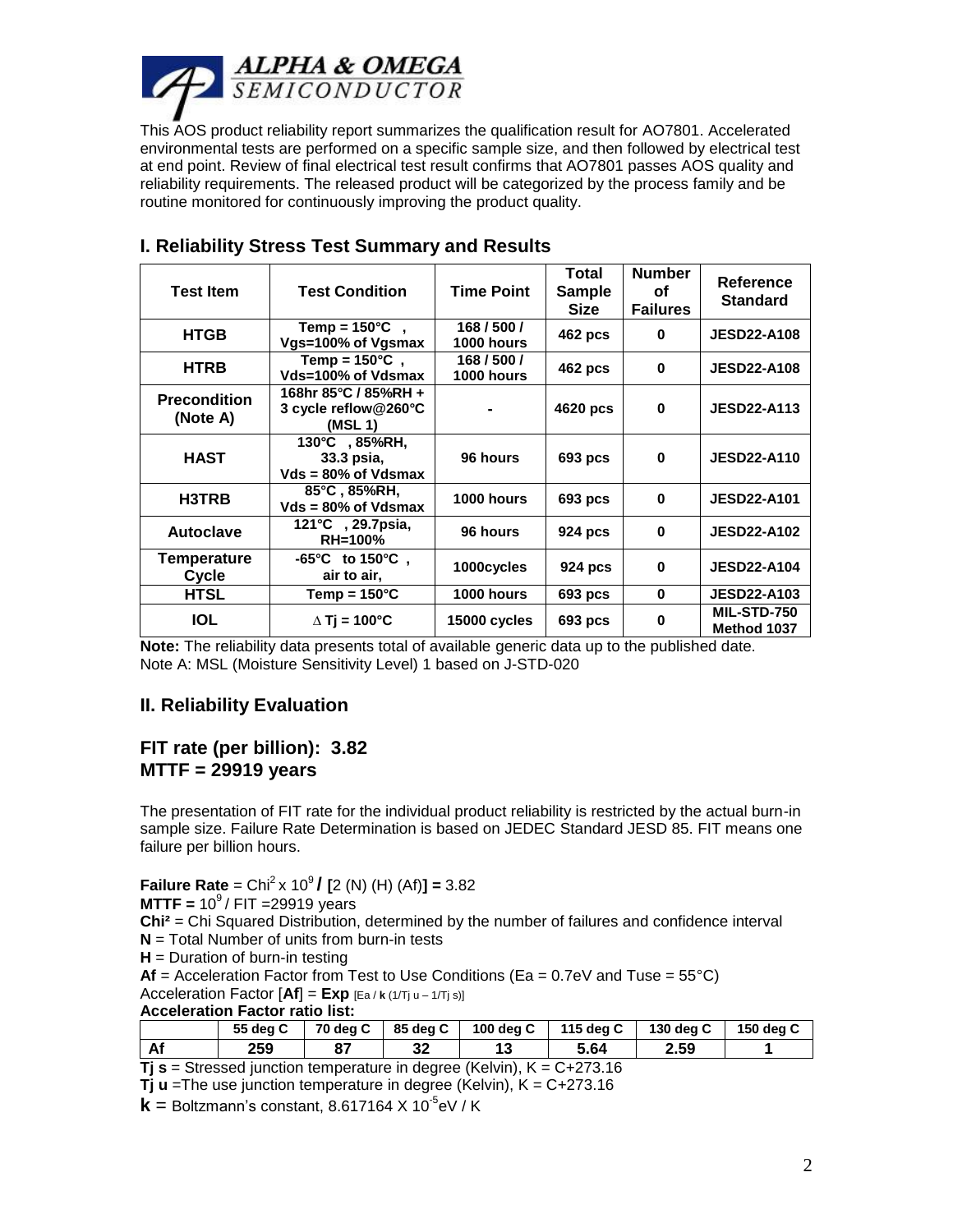ALPHA & OMEGA SEMICONDUCTOR

This AOS product reliability report summarizes the qualification result for AO7801. Accelerated environmental tests are performed on a specific sample size, and then followed by electrical test at end point. Review of final electrical test result confirms that AO7801 passes AOS quality and reliability requirements. The released product will be categorized by the process family and be routine monitored for continuously improving the product quality.

## I. Reliability Stress Test Summary and Results

| Test Item | Test Condition | Time Point | Total Sample Size | Number of Failures | Reference Standard |
|---|---|---|---|---|---|
| HTGB | Temp = 150°C , Vgs=100% of Vgsmax | 168 / 500 / 1000 hours | 462 pcs | 0 | JESD22-A108 |
| HTRB | Temp = 150°C , Vds=100% of Vdsmax | 168 / 500 / 1000 hours | 462 pcs | 0 | JESD22-A108 |
| Precondition (Note A) | 168hr 85°C / 85%RH + 3 cycle reflow@260°C (MSL 1) | - | 4620 pcs | 0 | JESD22-A113 |
| HAST | 130°C , 85%RH, 33.3 psia, Vds = 80% of Vdsmax | 96 hours | 693 pcs | 0 | JESD22-A110 |
| H3TRB | 85°C , 85%RH, Vds = 80% of Vdsmax | 1000 hours | 693 pcs | 0 | JESD22-A101 |
| Autoclave | 121°C , 29.7psia, RH=100% | 96 hours | 924 pcs | 0 | JESD22-A102 |
| Temperature Cycle | -65°C to 150°C , air to air, | 1000cycles | 924 pcs | 0 | JESD22-A104 |
| HTSL | Temp = 150°C | 1000 hours | 693 pcs | 0 | JESD22-A103 |
| IOL | $\Delta$ Tj = 100°C | 15000 cycles | 693 pcs | 0 | MIL-STD-750 Method 1037 |

**Note:** The reliability data presents total of available generic data up to the published date.
Note A: MSL (Moisture Sensitivity Level) 1 based on J-STD-020

## II. Reliability Evaluation

### FIT rate (per billion): 3.82
### MTTF = 29919 years

The presentation of FIT rate for the individual product reliability is restricted by the actual burn-in sample size. Failure Rate Determination is based on JEDEC Standard JESD 85. FIT means one failure per billion hours.

**Failure Rate** = $Chi^2 \times 10^9$ **/ [**2 (N) (H) (Af)**] =** 3.82

**MTTF =** $10^9$ / FIT =29919 years

**Chi²** = Chi Squared Distribution, determined by the number of failures and confidence interval

**N** = Total Number of units from burn-in tests

**H** = Duration of burn-in testing

**Af** = Acceleration Factor from Test to Use Conditions (Ea = 0.7eV and Tuse = 55°C)

Acceleration Factor [**Af**] = **Exp** [Ea / **k** (1/Tj u – 1/Tj s)]

**Acceleration Factor ratio list:**

| | 55 deg C | 70 deg C | 85 deg C | 100 deg C | 115 deg C | 130 deg C | 150 deg C |
|---|---|---|---|---|---|---|---|
| Af | 259 | 87 | 32 | 13 | 5.64 | 2.59 | 1 |

**Tj s** = Stressed junction temperature in degree (Kelvin), K = C+273.16

**Tj u** =The use junction temperature in degree (Kelvin), K = C+273.16

**k** = Boltzmann's constant, $8.617164 \times 10^{-5}$ eV / K